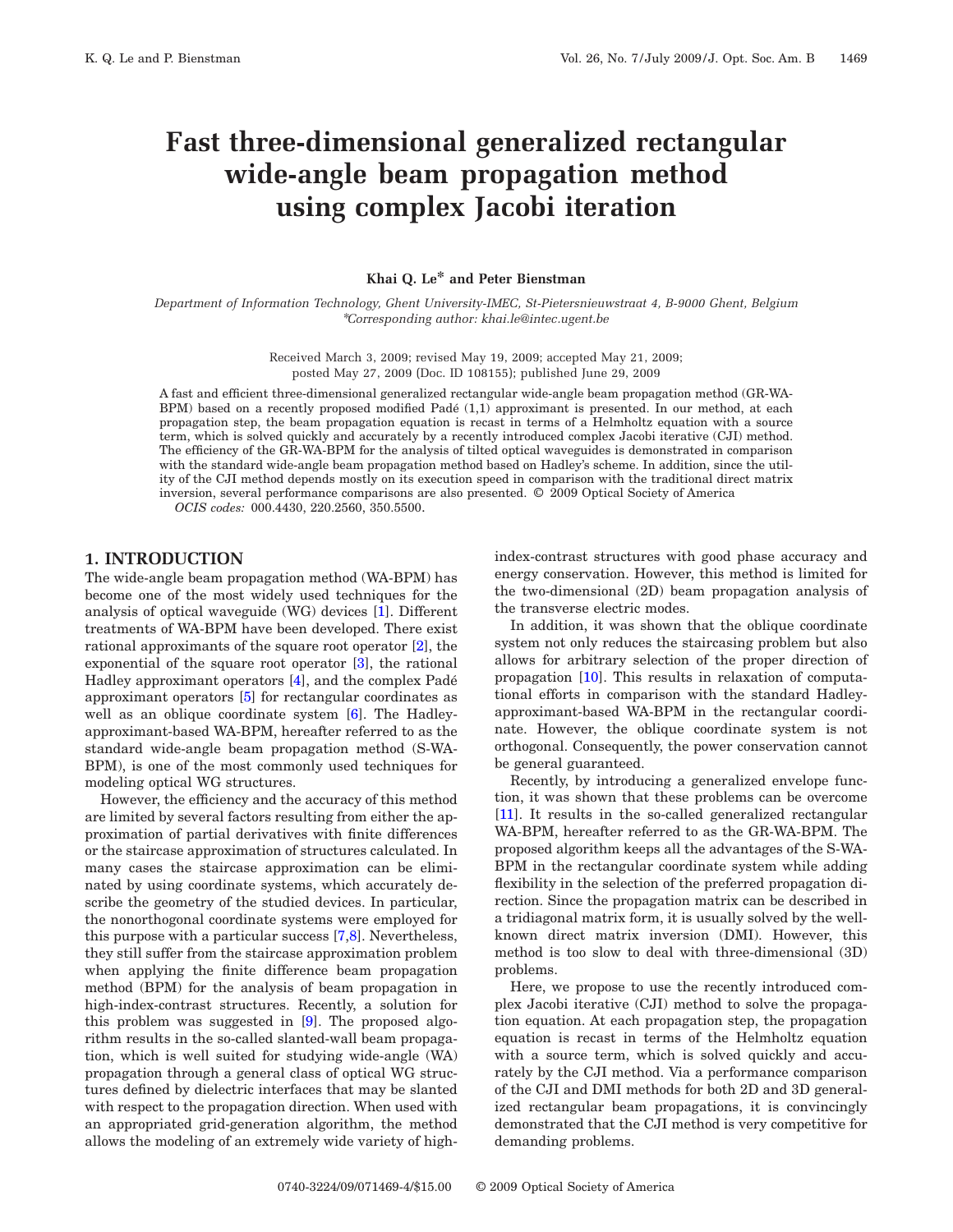# Fast three-dimensional generalized rectangular wide-angle beam propagation method using complex Jacobi iteration

**Khai Q. Le* and Peter Bienstman**

*Department of Information Technology, Ghent University-IMEC, St-Pietersnieuwstraat 4, B-9000 Ghent, Belgium*
*Corresponding author: khai.le@intec.ugent.be

Received March 3, 2009; revised May 19, 2009; accepted May 21, 2009; posted May 27, 2009 (Doc. ID 108155); published June 29, 2009

A fast and efficient three-dimensional generalized rectangular wide-angle beam propagation method (GR-WA-BPM) based on a recently proposed modified Padé (1,1) approximant is presented. In our method, at each propagation step, the beam propagation equation is recast in terms of a Helmholtz equation with a source term, which is solved quickly and accurately by a recently introduced complex Jacobi iterative (CJI) method. The efficiency of the GR-WA-BPM for the analysis of tilted optical waveguides is demonstrated in comparison with the standard wide-angle beam propagation method based on Hadley's scheme. In addition, since the utility of the CJI method depends mostly on its execution speed in comparison with the traditional direct matrix inversion, several performance comparisons are also presented. © 2009 Optical Society of America

*OCIS codes:* 000.4430, 220.2560, 350.5500.

## 1. INTRODUCTION

The wide-angle beam propagation method (WA-BPM) has become one of the most widely used techniques for the analysis of optical waveguide (WG) devices [1]. Different treatments of WA-BPM have been developed. There exist rational approximants of the square root operator [2], the exponential of the square root operator [3], the rational Hadley approximant operators [4], and the complex Padé approximant operators [5] for rectangular coordinates as well as an oblique coordinate system [6]. The Hadley-approximant-based WA-BPM, hereafter referred to as the standard wide-angle beam propagation method (S-WA-BPM), is one of the most commonly used techniques for modeling optical WG structures.

However, the efficiency and the accuracy of this method are limited by several factors resulting from either the approximation of partial derivatives with finite differences or the staircase approximation of structures calculated. In many cases the staircase approximation can be eliminated by using coordinate systems, which accurately describe the geometry of the studied devices. In particular, the nonorthogonal coordinate systems were employed for this purpose with a particular success [7,8]. Nevertheless, they still suffer from the staircase approximation problem when applying the finite difference beam propagation method (BPM) for the analysis of beam propagation in high-index-contrast structures. Recently, a solution for this problem was suggested in [9]. The proposed algorithm results in the so-called slanted-wall beam propagation, which is well suited for studying wide-angle (WA) propagation through a general class of optical WG structures defined by dielectric interfaces that may be slanted with respect to the propagation direction. When used with an appropriated grid-generation algorithm, the method allows the modeling of an extremely wide variety of high-index-contrast structures with good phase accuracy and energy conservation. However, this method is limited for the two-dimensional (2D) beam propagation analysis of the transverse electric modes.

In addition, it was shown that the oblique coordinate system not only reduces the staircasing problem but also allows for arbitrary selection of the proper direction of propagation [10]. This results in relaxation of computational efforts in comparison with the standard Hadley-approximant-based WA-BPM in the rectangular coordinate. However, the oblique coordinate system is not orthogonal. Consequently, the power conservation cannot be general guaranteed.

Recently, by introducing a generalized envelope function, it was shown that these problems can be overcome [11]. It results in the so-called generalized rectangular WA-BPM, hereafter referred to as the GR-WA-BPM. The proposed algorithm keeps all the advantages of the S-WA-BPM in the rectangular coordinate system while adding flexibility in the selection of the preferred propagation direction. Since the propagation matrix can be described in a tridiagonal matrix form, it is usually solved by the well-known direct matrix inversion (DMI). However, this method is too slow to deal with three-dimensional (3D) problems.

Here, we propose to use the recently introduced complex Jacobi iterative (CJI) method to solve the propagation equation. At each propagation step, the propagation equation is recast in terms of the Helmholtz equation with a source term, which is solved quickly and accurately by the CJI method. Via a performance comparison of the CJI and DMI methods for both 2D and 3D generalized rectangular beam propagations, it is convincingly demonstrated that the CJI method is very competitive for demanding problems.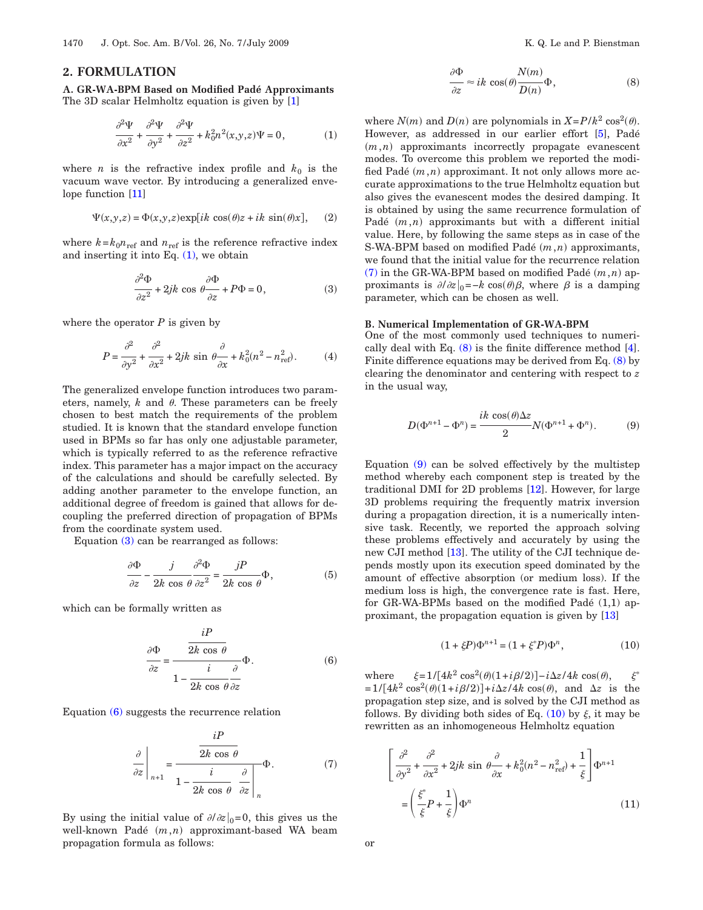## 2. FORMULATION

### A. GR-WA-BPM Based on Modified Padé Approximants

The 3D scalar Helmholtz equation is given by [1]

$$\frac{\partial^2 \Psi}{\partial x^2} + \frac{\partial^2 \Psi}{\partial y^2} + \frac{\partial^2 \Psi}{\partial z^2} + k_0^2 n^2(x,y,z)\Psi = 0, \tag{1}$$

where $n$ is the refractive index profile and $k_0$ is the vacuum wave vector. By introducing a generalized envelope function [11]

$$\Psi(x,y,z) = \Phi(x,y,z)\exp[ik\cos(\theta)z + ik\sin(\theta)x], \tag{2}$$

where $k = k_0 n_{\text{ref}}$ and $n_{\text{ref}}$ is the reference refractive index and inserting it into Eq. (1), we obtain

$$\frac{\partial^2 \Phi}{\partial z^2} + 2jk\cos\theta\frac{\partial \Phi}{\partial z} + P\Phi = 0, \tag{3}$$

where the operator $P$ is given by

$$P = \frac{\partial^2}{\partial y^2} + \frac{\partial^2}{\partial x^2} + 2jk\sin\theta\frac{\partial}{\partial x} + k_0^2(n^2 - n_{\text{ref}}^2). \tag{4}$$

The generalized envelope function introduces two parameters, namely, $k$ and $\theta$. These parameters can be freely chosen to best match the requirements of the problem studied. It is known that the standard envelope function used in BPMs so far has only one adjustable parameter, which is typically referred to as the reference refractive index. This parameter has a major impact on the accuracy of the calculations and should be carefully selected. By adding another parameter to the envelope function, an additional degree of freedom is gained that allows for decoupling the preferred direction of propagation of BPMs from the coordinate system used.

Equation (3) can be rearranged as follows:

$$\frac{\partial \Phi}{\partial z} - \frac{j}{2k\cos\theta}\frac{\partial^2 \Phi}{\partial z^2} = \frac{jP}{2k\cos\theta}\Phi, \tag{5}$$

which can be formally written as

$$\frac{\partial \Phi}{\partial z} = \frac{\dfrac{iP}{2k\cos\theta}}{1 - \dfrac{i}{2k\cos\theta}\dfrac{\partial}{\partial z}}\Phi. \tag{6}$$

Equation (6) suggests the recurrence relation

$$\left.\frac{\partial}{\partial z}\right|_{n+1} = \frac{\dfrac{iP}{2k\cos\theta}}{1 - \dfrac{i}{2k\cos\theta}\left.\dfrac{\partial}{\partial z}\right|_{n}}\Phi. \tag{7}$$

By using the initial value of $\partial/\partial z|_0 = 0$, this gives us the well-known Padé $(m,n)$ approximant-based WA beam propagation formula as follows:

$$\frac{\partial \Phi}{\partial z} \approx ik\cos(\theta)\frac{N(m)}{D(n)}\Phi, \tag{8}$$

where $N(m)$ and $D(n)$ are polynomials in $X = P/k^2\cos^2(\theta)$. However, as addressed in our earlier effort [5], Padé $(m,n)$ approximants incorrectly propagate evanescent modes. To overcome this problem we reported the modified Padé $(m,n)$ approximant. It not only allows more accurate approximations to the true Helmholtz equation but also gives the evanescent modes the desired damping. It is obtained by using the same recurrence formulation of Padé $(m,n)$ approximants but with a different initial value. Here, by following the same steps as in case of the S-WA-BPM based on modified Padé $(m,n)$ approximants, we found that the initial value for the recurrence relation (7) in the GR-WA-BPM based on modified Padé $(m,n)$ approximants is $\partial/\partial z|_0 = -k\cos(\theta)\beta$, where $\beta$ is a damping parameter, which can be chosen as well.

### B. Numerical Implementation of GR-WA-BPM

One of the most commonly used techniques to numerically deal with Eq. (8) is the finite difference method [4]. Finite difference equations may be derived from Eq. (8) by clearing the denominator and centering with respect to $z$ in the usual way,

$$D(\Phi^{n+1} - \Phi^n) = \frac{ik\cos(\theta)\Delta z}{2}N(\Phi^{n+1} + \Phi^n). \tag{9}$$

Equation (9) can be solved effectively by the multistep method whereby each component step is treated by the traditional DMI for 2D problems [12]. However, for large 3D problems requiring the frequently matrix inversion during a propagation direction, it is a numerically intensive task. Recently, we reported the approach solving these problems effectively and accurately by using the new CJI method [13]. The utility of the CJI technique depends mostly upon its execution speed dominated by the amount of effective absorption (or medium loss). If the medium loss is high, the convergence rate is fast. Here, for GR-WA-BPMs based on the modified Padé (1,1) approximant, the propagation equation is given by [13]

$$(1 + \xi P)\Phi^{n+1} = (1 + \xi^* P)\Phi^n, \tag{10}$$

where $\xi = 1/[4k^2\cos^2(\theta)(1 + i\beta/2)] - i\Delta z/4k\cos(\theta)$, $\xi^* = 1/[4k^2\cos^2(\theta)(1 + i\beta/2)] + i\Delta z/4k\cos(\theta)$, and $\Delta z$ is the propagation step size, and is solved by the CJI method as follows. By dividing both sides of Eq. (10) by $\xi$, it may be rewritten as an inhomogeneous Helmholtz equation

$$\left[\frac{\partial^2}{\partial y^2} + \frac{\partial^2}{\partial x^2} + 2jk\sin\theta\frac{\partial}{\partial x} + k_0^2(n^2 - n_{\text{ref}}^2) + \frac{1}{\xi}\right]\Phi^{n+1} = \left(\frac{\xi^*}{\xi}P + \frac{1}{\xi}\right)\Phi^n \tag{11}$$

or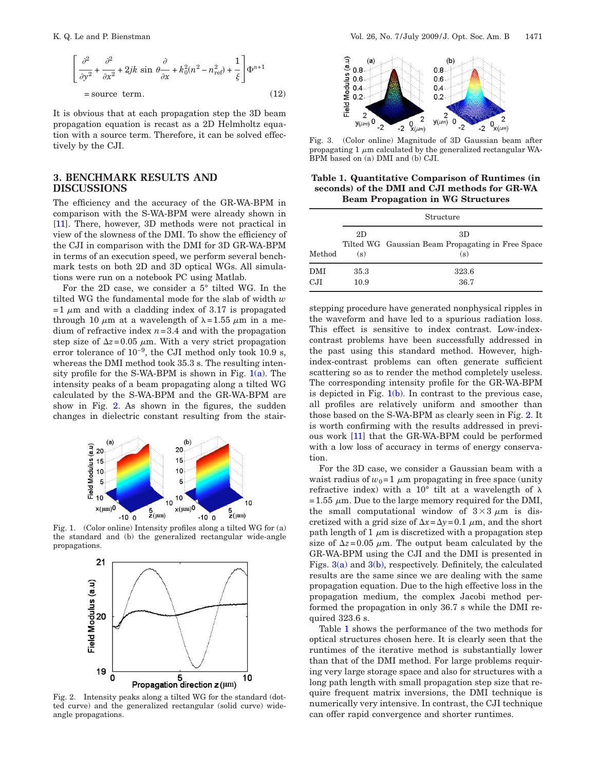$$\left[\frac{\partial^2}{\partial y^2}+\frac{\partial^2}{\partial x^2}+2jk\sin\theta\frac{\partial}{\partial x}+k_0^2(n^2-n_{\text{ref}}^2)+\frac{1}{\xi}\right]\Phi^{n+1}$$

$$=\text{source term}. \tag{12}$$

It is obvious that at each propagation step the 3D beam propagation equation is recast as a 2D Helmholtz equation with a source term. Therefore, it can be solved effectively by the CJI.

## 3. BENCHMARK RESULTS AND DISCUSSIONS

The efficiency and the accuracy of the GR-WA-BPM in comparison with the S-WA-BPM were already shown in [11]. There, however, 3D methods were not practical in view of the slowness of the DMI. To show the efficiency of the CJI in comparison with the DMI for 3D GR-WA-BPM in terms of an execution speed, we perform several benchmark tests on both 2D and 3D optical WGs. All simulations were run on a notebook PC using Matlab.

For the 2D case, we consider a 5° tilted WG. In the tilted WG the fundamental mode for the slab of width $w=1$ $\mu$m and with a cladding index of 3.17 is propagated through 10 $\mu$m at a wavelength of $\lambda=1.55$ $\mu$m in a medium of refractive index $n=3.4$ and with the propagation step size of $\Delta z=0.05$ $\mu$m. With a very strict propagation error tolerance of $10^{-9}$, the CJI method only took 10.9 s, whereas the DMI method took 35.3 s. The resulting intensity profile for the S-WA-BPM is shown in Fig. 1(a). The intensity peaks of a beam propagating along a tilted WG calculated by the S-WA-BPM and the GR-WA-BPM are show in Fig. 2. As shown in the figures, the sudden changes in dielectric constant resulting from the stair-stepping procedure have generated nonphysical ripples in the waveform and have led to a spurious radiation loss. This effect is sensitive to index contrast. Low-index-contrast problems have been successfully addressed in the past using this standard method. However, high-index-contrast problems can often generate sufficient scattering so as to render the method completely useless. The corresponding intensity profile for the GR-WA-BPM is depicted in Fig. 1(b). In contrast to the previous case, all profiles are relatively uniform and smoother than those based on the S-WA-BPM as clearly seen in Fig. 2. It is worth confirming with the results addressed in previous work [11] that the GR-WA-BPM could be performed with a low loss of accuracy in terms of energy conservation.

Fig. 1. (Color online) Intensity profiles along a tilted WG for (a) the standard and (b) the generalized rectangular wide-angle propagations.

Fig. 2. Intensity peaks along a tilted WG for the standard (dotted curve) and the generalized rectangular (solid curve) wide-angle propagations.

For the 3D case, we consider a Gaussian beam with a waist radius of $w_0=1$ $\mu$m propagating in free space (unity refractive index) with a 10° tilt at a wavelength of $\lambda=1.55$ $\mu$m. Due to the large memory required for the DMI, the small computational window of $3\times3$ $\mu$m is discretized with a grid size of $\Delta x=\Delta y=0.1$ $\mu$m, and the short path length of 1 $\mu$m is discretized with a propagation step size of $\Delta z=0.05$ $\mu$m. The output beam calculated by the GR-WA-BPM using the CJI and the DMI is presented in Figs. 3(a) and 3(b), respectively. Definitely, the calculated results are the same since we are dealing with the same propagation equation. Due to the high effective loss in the propagation medium, the complex Jacobi method performed the propagation in only 36.7 s while the DMI required 323.6 s.

Fig. 3. (Color online) Magnitude of 3D Gaussian beam after propagating 1 $\mu$m calculated by the generalized rectangular WA-BPM based on (a) DMI and (b) CJI.

**Table 1. Quantitative Comparison of Runtimes (in seconds) of the DMI and CJI methods for GR-WA Beam Propagation in WG Structures**

| Method | Structure: 2D Tilted WG (s) | Structure: 3D Gaussian Beam Propagating in Free Space (s) |
|---|---|---|
| DMI | 35.3 | 323.6 |
| CJI | 10.9 | 36.7 |

Table 1 shows the performance of the two methods for optical structures chosen here. It is clearly seen that the runtimes of the iterative method is substantially lower than that of the DMI method. For large problems requiring very large storage space and also for structures with a long path length with small propagation step size that require frequent matrix inversions, the DMI technique is numerically very intensive. In contrast, the CJI technique can offer rapid convergence and shorter runtimes.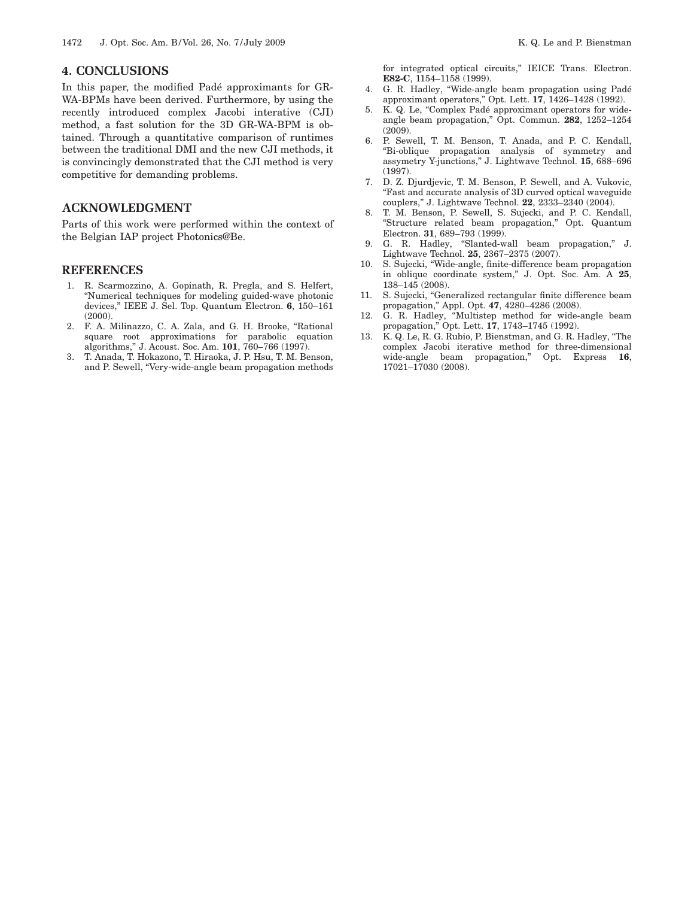## 4. CONCLUSIONS

In this paper, the modified Padé approximants for GR-WA-BPMs have been derived. Furthermore, by using the recently introduced complex Jacobi interative (CJI) method, a fast solution for the 3D GR-WA-BPM is obtained. Through a quantitative comparison of runtimes between the traditional DMI and the new CJI methods, it is convincingly demonstrated that the CJI method is very competitive for demanding problems.

## ACKNOWLEDGMENT

Parts of this work were performed within the context of the Belgian IAP project Photonics@Be.

## REFERENCES

1. R. Scarmozzino, A. Gopinath, R. Pregla, and S. Helfert, "Numerical techniques for modeling guided-wave photonic devices," IEEE J. Sel. Top. Quantum Electron. **6**, 150–161 (2000).
2. F. A. Milinazzo, C. A. Zala, and G. H. Brooke, "Rational square root approximations for parabolic equation algorithms," J. Acoust. Soc. Am. **101**, 760–766 (1997).
3. T. Anada, T. Hokazono, T. Hiraoka, J. P. Hsu, T. M. Benson, and P. Sewell, "Very-wide-angle beam propagation methods for integrated optical circuits," IEICE Trans. Electron. **E82-C**, 1154–1158 (1999).
4. G. R. Hadley, "Wide-angle beam propagation using Padé approximant operators," Opt. Lett. **17**, 1426–1428 (1992).
5. K. Q. Le, "Complex Padé approximant operators for wide-angle beam propagation," Opt. Commun. **282**, 1252–1254 (2009).
6. P. Sewell, T. M. Benson, T. Anada, and P. C. Kendall, "Bi-oblique propagation analysis of symmetry and assymetry Y-junctions," J. Lightwave Technol. **15**, 688–696 (1997).
7. D. Z. Djurdjevic, T. M. Benson, P. Sewell, and A. Vukovic, "Fast and accurate analysis of 3D curved optical waveguide couplers," J. Lightwave Technol. **22**, 2333–2340 (2004).
8. T. M. Benson, P. Sewell, S. Sujecki, and P. C. Kendall, "Structure related beam propagation," Opt. Quantum Electron. **31**, 689–793 (1999).
9. G. R. Hadley, "Slanted-wall beam propagation," J. Lightwave Technol. **25**, 2367–2375 (2007).
10. S. Sujecki, "Wide-angle, finite-difference beam propagation in oblique coordinate system," J. Opt. Soc. Am. A **25**, 138–145 (2008).
11. S. Sujecki, "Generalized rectangular finite difference beam propagation," Appl. Opt. **47**, 4280–4286 (2008).
12. G. R. Hadley, "Multistep method for wide-angle beam propagation," Opt. Lett. **17**, 1743–1745 (1992).
13. K. Q. Le, R. G. Rubio, P. Bienstman, and G. R. Hadley, "The complex Jacobi iterative method for three-dimensional wide-angle beam propagation," Opt. Express **16**, 17021–17030 (2008).